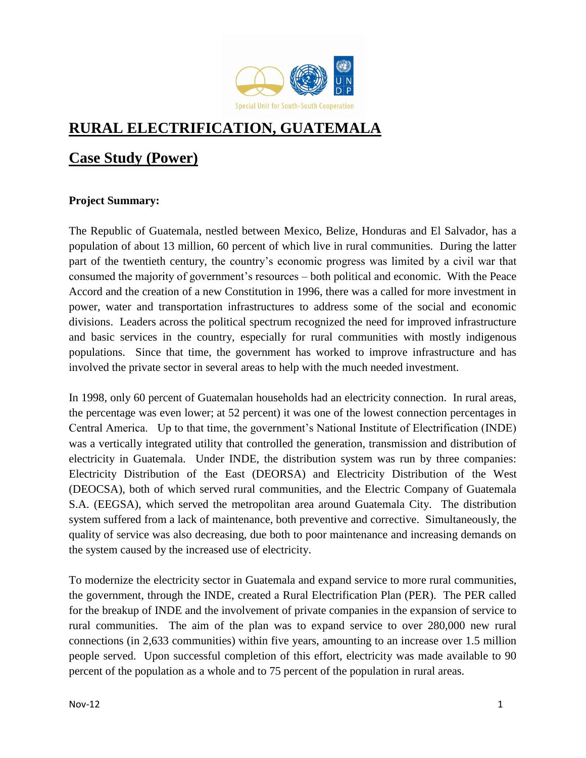# RURAL ELECTRIFICATION, GUATEMALA

## Case Study (Power)

**Project Summary:**

The Republic of Guatemala, nestled between Mexico, Belize, Honduras and El Salvador, has a population of about 13 million, 60 percent of which live in rural communities. During the latter part of the twentieth century, the country's economic progress was limited by a civil war that consumed the majority of government's resources – both political and economic. With the Peace Accord and the creation of a new Constitution in 1996, there was a called for more investment in power, water and transportation infrastructures to address some of the social and economic divisions. Leaders across the political spectrum recognized the need for improved infrastructure and basic services in the country, especially for rural communities with mostly indigenous populations. Since that time, the government has worked to improve infrastructure and has involved the private sector in several areas to help with the much needed investment.

In 1998, only 60 percent of Guatemalan households had an electricity connection. In rural areas, the percentage was even lower; at 52 percent) it was one of the lowest connection percentages in Central America. Up to that time, the government's National Institute of Electrification (INDE) was a vertically integrated utility that controlled the generation, transmission and distribution of electricity in Guatemala. Under INDE, the distribution system was run by three companies: Electricity Distribution of the East (DEORSA) and Electricity Distribution of the West (DEOCSA), both of which served rural communities, and the Electric Company of Guatemala S.A. (EEGSA), which served the metropolitan area around Guatemala City. The distribution system suffered from a lack of maintenance, both preventive and corrective. Simultaneously, the quality of service was also decreasing, due both to poor maintenance and increasing demands on the system caused by the increased use of electricity.

To modernize the electricity sector in Guatemala and expand service to more rural communities, the government, through the INDE, created a Rural Electrification Plan (PER). The PER called for the breakup of INDE and the involvement of private companies in the expansion of service to rural communities. The aim of the plan was to expand service to over 280,000 new rural connections (in 2,633 communities) within five years, amounting to an increase over 1.5 million people served. Upon successful completion of this effort, electricity was made available to 90 percent of the population as a whole and to 75 percent of the population in rural areas.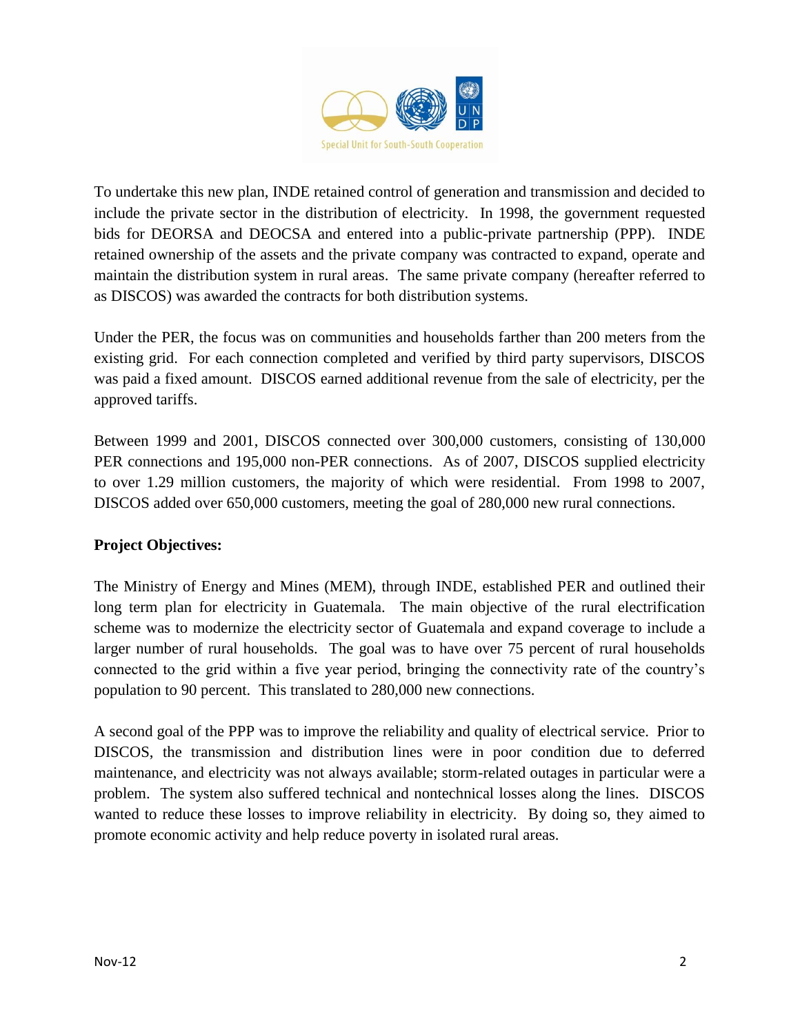To undertake this new plan, INDE retained control of generation and transmission and decided to include the private sector in the distribution of electricity. In 1998, the government requested bids for DEORSA and DEOCSA and entered into a public-private partnership (PPP). INDE retained ownership of the assets and the private company was contracted to expand, operate and maintain the distribution system in rural areas. The same private company (hereafter referred to as DISCOS) was awarded the contracts for both distribution systems.

Under the PER, the focus was on communities and households farther than 200 meters from the existing grid. For each connection completed and verified by third party supervisors, DISCOS was paid a fixed amount. DISCOS earned additional revenue from the sale of electricity, per the approved tariffs.

Between 1999 and 2001, DISCOS connected over 300,000 customers, consisting of 130,000 PER connections and 195,000 non-PER connections. As of 2007, DISCOS supplied electricity to over 1.29 million customers, the majority of which were residential. From 1998 to 2007, DISCOS added over 650,000 customers, meeting the goal of 280,000 new rural connections.

**Project Objectives:**

The Ministry of Energy and Mines (MEM), through INDE, established PER and outlined their long term plan for electricity in Guatemala. The main objective of the rural electrification scheme was to modernize the electricity sector of Guatemala and expand coverage to include a larger number of rural households. The goal was to have over 75 percent of rural households connected to the grid within a five year period, bringing the connectivity rate of the country's population to 90 percent. This translated to 280,000 new connections.

A second goal of the PPP was to improve the reliability and quality of electrical service. Prior to DISCOS, the transmission and distribution lines were in poor condition due to deferred maintenance, and electricity was not always available; storm-related outages in particular were a problem. The system also suffered technical and nontechnical losses along the lines. DISCOS wanted to reduce these losses to improve reliability in electricity. By doing so, they aimed to promote economic activity and help reduce poverty in isolated rural areas.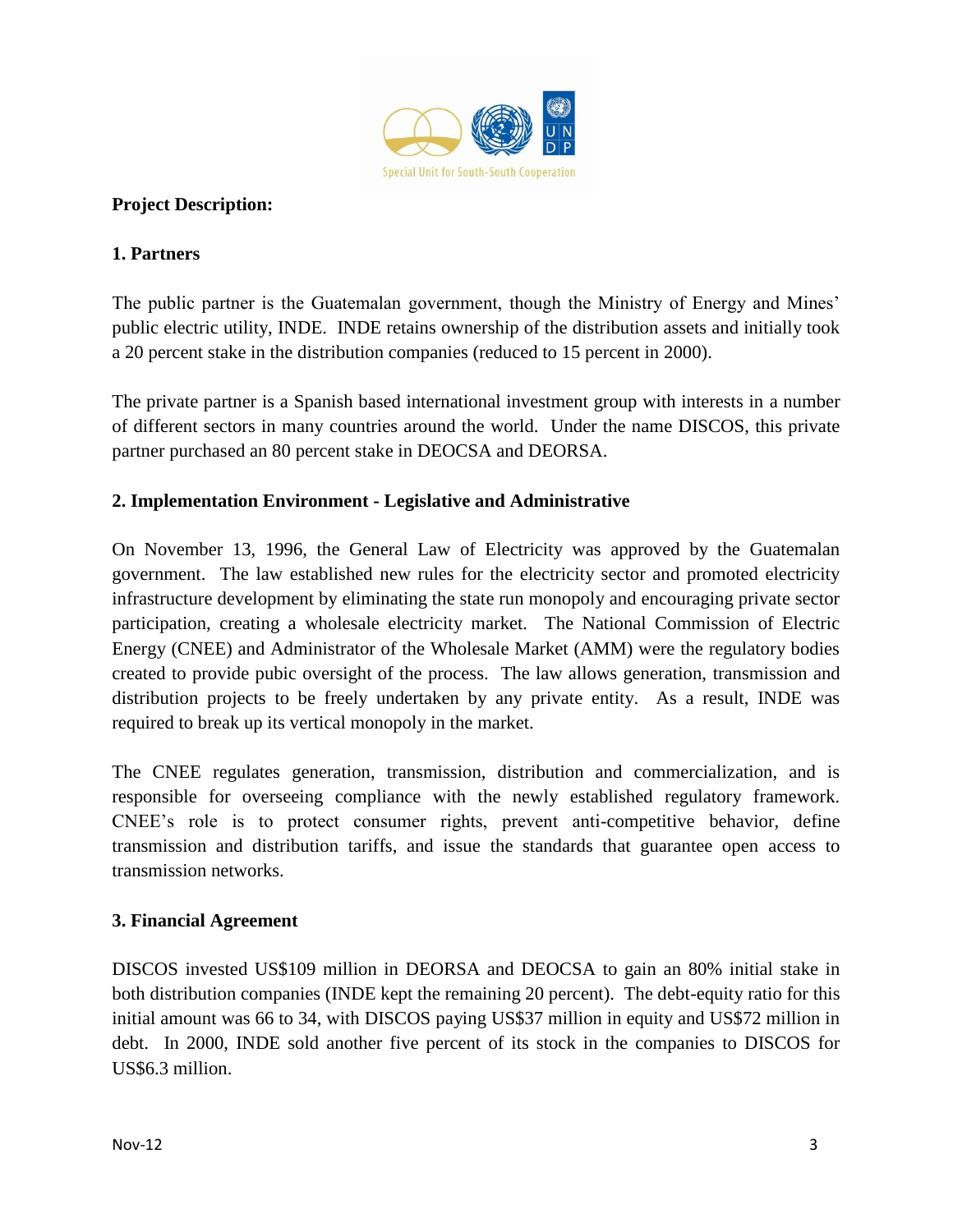**Project Description:**

**1. Partners**

The public partner is the Guatemalan government, though the Ministry of Energy and Mines' public electric utility, INDE. INDE retains ownership of the distribution assets and initially took a 20 percent stake in the distribution companies (reduced to 15 percent in 2000).

The private partner is a Spanish based international investment group with interests in a number of different sectors in many countries around the world. Under the name DISCOS, this private partner purchased an 80 percent stake in DEOCSA and DEORSA.

**2. Implementation Environment - Legislative and Administrative**

On November 13, 1996, the General Law of Electricity was approved by the Guatemalan government. The law established new rules for the electricity sector and promoted electricity infrastructure development by eliminating the state run monopoly and encouraging private sector participation, creating a wholesale electricity market. The National Commission of Electric Energy (CNEE) and Administrator of the Wholesale Market (AMM) were the regulatory bodies created to provide pubic oversight of the process. The law allows generation, transmission and distribution projects to be freely undertaken by any private entity. As a result, INDE was required to break up its vertical monopoly in the market.

The CNEE regulates generation, transmission, distribution and commercialization, and is responsible for overseeing compliance with the newly established regulatory framework. CNEE's role is to protect consumer rights, prevent anti-competitive behavior, define transmission and distribution tariffs, and issue the standards that guarantee open access to transmission networks.

**3. Financial Agreement**

DISCOS invested US$109 million in DEORSA and DEOCSA to gain an 80% initial stake in both distribution companies (INDE kept the remaining 20 percent). The debt-equity ratio for this initial amount was 66 to 34, with DISCOS paying US$37 million in equity and US$72 million in debt. In 2000, INDE sold another five percent of its stock in the companies to DISCOS for US$6.3 million.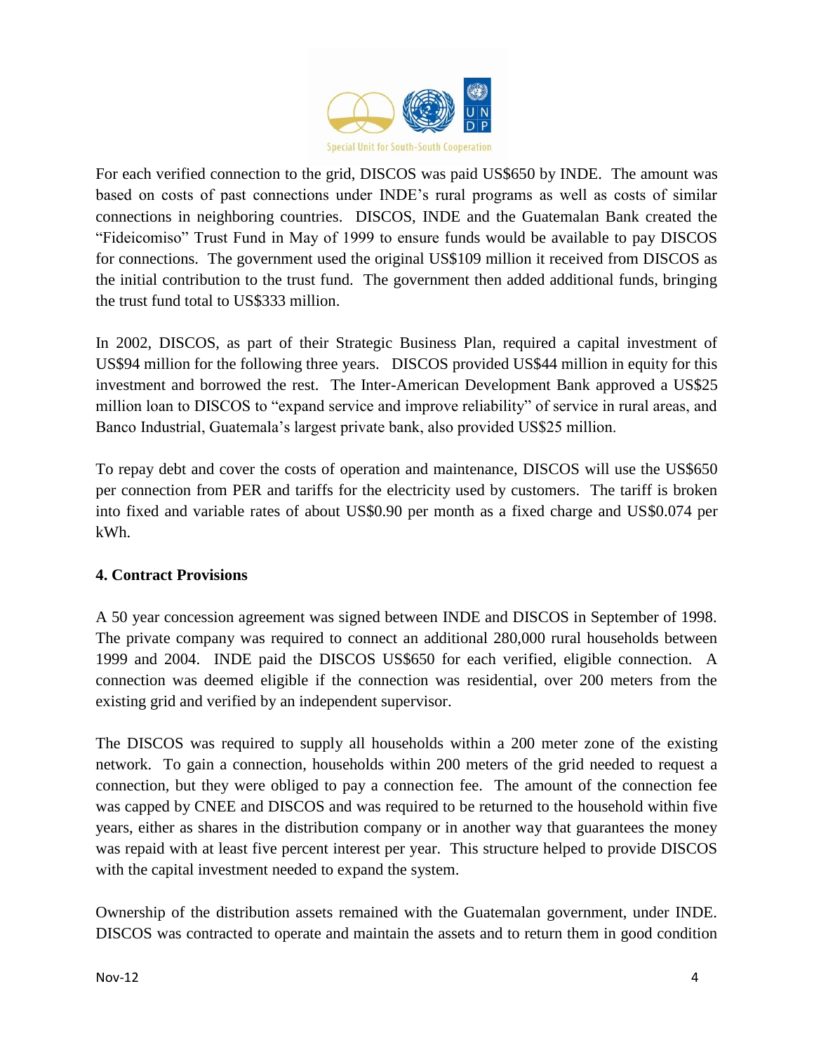For each verified connection to the grid, DISCOS was paid US$650 by INDE. The amount was based on costs of past connections under INDE's rural programs as well as costs of similar connections in neighboring countries. DISCOS, INDE and the Guatemalan Bank created the "Fideicomiso" Trust Fund in May of 1999 to ensure funds would be available to pay DISCOS for connections. The government used the original US$109 million it received from DISCOS as the initial contribution to the trust fund. The government then added additional funds, bringing the trust fund total to US$333 million.

In 2002, DISCOS, as part of their Strategic Business Plan, required a capital investment of US$94 million for the following three years. DISCOS provided US$44 million in equity for this investment and borrowed the rest. The Inter-American Development Bank approved a US$25 million loan to DISCOS to "expand service and improve reliability" of service in rural areas, and Banco Industrial, Guatemala's largest private bank, also provided US$25 million.

To repay debt and cover the costs of operation and maintenance, DISCOS will use the US$650 per connection from PER and tariffs for the electricity used by customers. The tariff is broken into fixed and variable rates of about US$0.90 per month as a fixed charge and US$0.074 per kWh.

**4. Contract Provisions**

A 50 year concession agreement was signed between INDE and DISCOS in September of 1998. The private company was required to connect an additional 280,000 rural households between 1999 and 2004. INDE paid the DISCOS US$650 for each verified, eligible connection. A connection was deemed eligible if the connection was residential, over 200 meters from the existing grid and verified by an independent supervisor.

The DISCOS was required to supply all households within a 200 meter zone of the existing network. To gain a connection, households within 200 meters of the grid needed to request a connection, but they were obliged to pay a connection fee. The amount of the connection fee was capped by CNEE and DISCOS and was required to be returned to the household within five years, either as shares in the distribution company or in another way that guarantees the money was repaid with at least five percent interest per year. This structure helped to provide DISCOS with the capital investment needed to expand the system.

Ownership of the distribution assets remained with the Guatemalan government, under INDE. DISCOS was contracted to operate and maintain the assets and to return them in good condition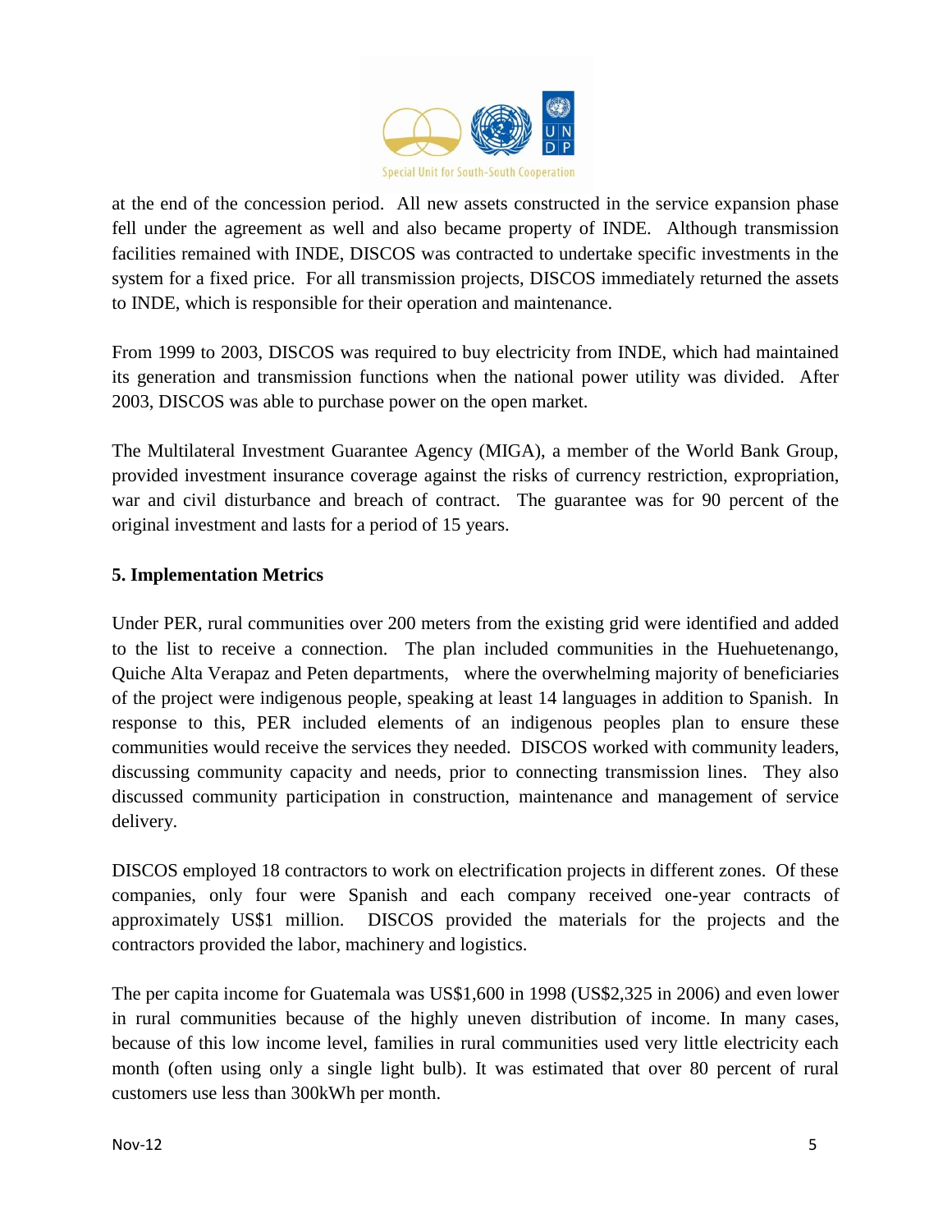at the end of the concession period. All new assets constructed in the service expansion phase fell under the agreement as well and also became property of INDE. Although transmission facilities remained with INDE, DISCOS was contracted to undertake specific investments in the system for a fixed price. For all transmission projects, DISCOS immediately returned the assets to INDE, which is responsible for their operation and maintenance.

From 1999 to 2003, DISCOS was required to buy electricity from INDE, which had maintained its generation and transmission functions when the national power utility was divided. After 2003, DISCOS was able to purchase power on the open market.

The Multilateral Investment Guarantee Agency (MIGA), a member of the World Bank Group, provided investment insurance coverage against the risks of currency restriction, expropriation, war and civil disturbance and breach of contract. The guarantee was for 90 percent of the original investment and lasts for a period of 15 years.

**5. Implementation Metrics**

Under PER, rural communities over 200 meters from the existing grid were identified and added to the list to receive a connection. The plan included communities in the Huehuetenango, Quiche Alta Verapaz and Peten departments, where the overwhelming majority of beneficiaries of the project were indigenous people, speaking at least 14 languages in addition to Spanish. In response to this, PER included elements of an indigenous peoples plan to ensure these communities would receive the services they needed. DISCOS worked with community leaders, discussing community capacity and needs, prior to connecting transmission lines. They also discussed community participation in construction, maintenance and management of service delivery.

DISCOS employed 18 contractors to work on electrification projects in different zones. Of these companies, only four were Spanish and each company received one-year contracts of approximately US$1 million. DISCOS provided the materials for the projects and the contractors provided the labor, machinery and logistics.

The per capita income for Guatemala was US$1,600 in 1998 (US$2,325 in 2006) and even lower in rural communities because of the highly uneven distribution of income. In many cases, because of this low income level, families in rural communities used very little electricity each month (often using only a single light bulb). It was estimated that over 80 percent of rural customers use less than 300kWh per month.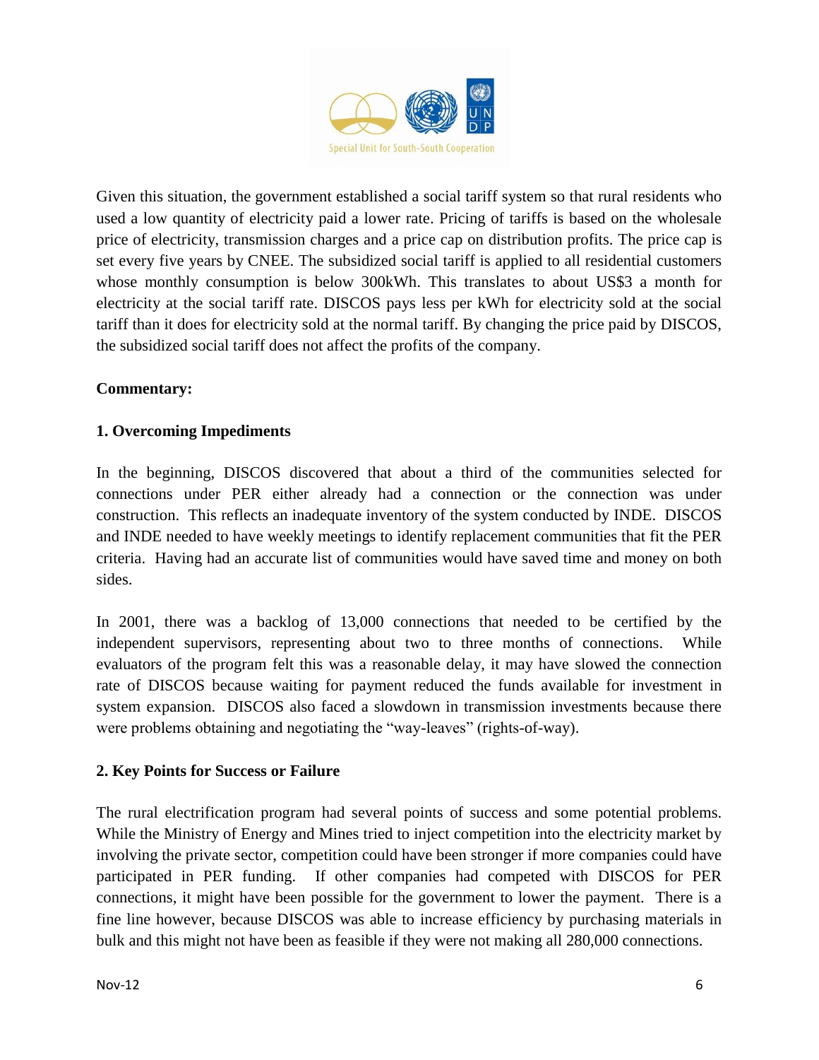Given this situation, the government established a social tariff system so that rural residents who used a low quantity of electricity paid a lower rate. Pricing of tariffs is based on the wholesale price of electricity, transmission charges and a price cap on distribution profits. The price cap is set every five years by CNEE. The subsidized social tariff is applied to all residential customers whose monthly consumption is below 300kWh. This translates to about US$3 a month for electricity at the social tariff rate. DISCOS pays less per kWh for electricity sold at the social tariff than it does for electricity sold at the normal tariff. By changing the price paid by DISCOS, the subsidized social tariff does not affect the profits of the company.

**Commentary:**

**1. Overcoming Impediments**

In the beginning, DISCOS discovered that about a third of the communities selected for connections under PER either already had a connection or the connection was under construction. This reflects an inadequate inventory of the system conducted by INDE. DISCOS and INDE needed to have weekly meetings to identify replacement communities that fit the PER criteria. Having had an accurate list of communities would have saved time and money on both sides.

In 2001, there was a backlog of 13,000 connections that needed to be certified by the independent supervisors, representing about two to three months of connections. While evaluators of the program felt this was a reasonable delay, it may have slowed the connection rate of DISCOS because waiting for payment reduced the funds available for investment in system expansion. DISCOS also faced a slowdown in transmission investments because there were problems obtaining and negotiating the "way-leaves" (rights-of-way).

**2. Key Points for Success or Failure**

The rural electrification program had several points of success and some potential problems. While the Ministry of Energy and Mines tried to inject competition into the electricity market by involving the private sector, competition could have been stronger if more companies could have participated in PER funding. If other companies had competed with DISCOS for PER connections, it might have been possible for the government to lower the payment. There is a fine line however, because DISCOS was able to increase efficiency by purchasing materials in bulk and this might not have been as feasible if they were not making all 280,000 connections.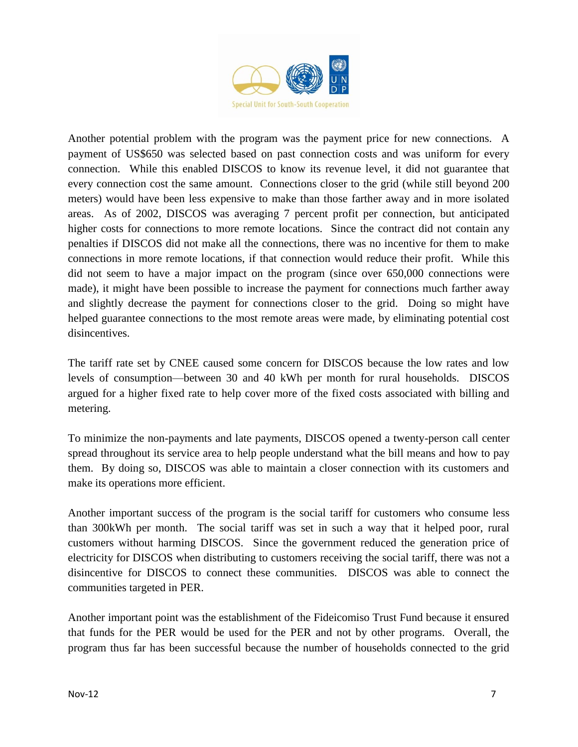Another potential problem with the program was the payment price for new connections. A payment of US$650 was selected based on past connection costs and was uniform for every connection. While this enabled DISCOS to know its revenue level, it did not guarantee that every connection cost the same amount. Connections closer to the grid (while still beyond 200 meters) would have been less expensive to make than those farther away and in more isolated areas. As of 2002, DISCOS was averaging 7 percent profit per connection, but anticipated higher costs for connections to more remote locations. Since the contract did not contain any penalties if DISCOS did not make all the connections, there was no incentive for them to make connections in more remote locations, if that connection would reduce their profit. While this did not seem to have a major impact on the program (since over 650,000 connections were made), it might have been possible to increase the payment for connections much farther away and slightly decrease the payment for connections closer to the grid. Doing so might have helped guarantee connections to the most remote areas were made, by eliminating potential cost disincentives.

The tariff rate set by CNEE caused some concern for DISCOS because the low rates and low levels of consumption—between 30 and 40 kWh per month for rural households. DISCOS argued for a higher fixed rate to help cover more of the fixed costs associated with billing and metering.

To minimize the non-payments and late payments, DISCOS opened a twenty-person call center spread throughout its service area to help people understand what the bill means and how to pay them. By doing so, DISCOS was able to maintain a closer connection with its customers and make its operations more efficient.

Another important success of the program is the social tariff for customers who consume less than 300kWh per month. The social tariff was set in such a way that it helped poor, rural customers without harming DISCOS. Since the government reduced the generation price of electricity for DISCOS when distributing to customers receiving the social tariff, there was not a disincentive for DISCOS to connect these communities. DISCOS was able to connect the communities targeted in PER.

Another important point was the establishment of the Fideicomiso Trust Fund because it ensured that funds for the PER would be used for the PER and not by other programs. Overall, the program thus far has been successful because the number of households connected to the grid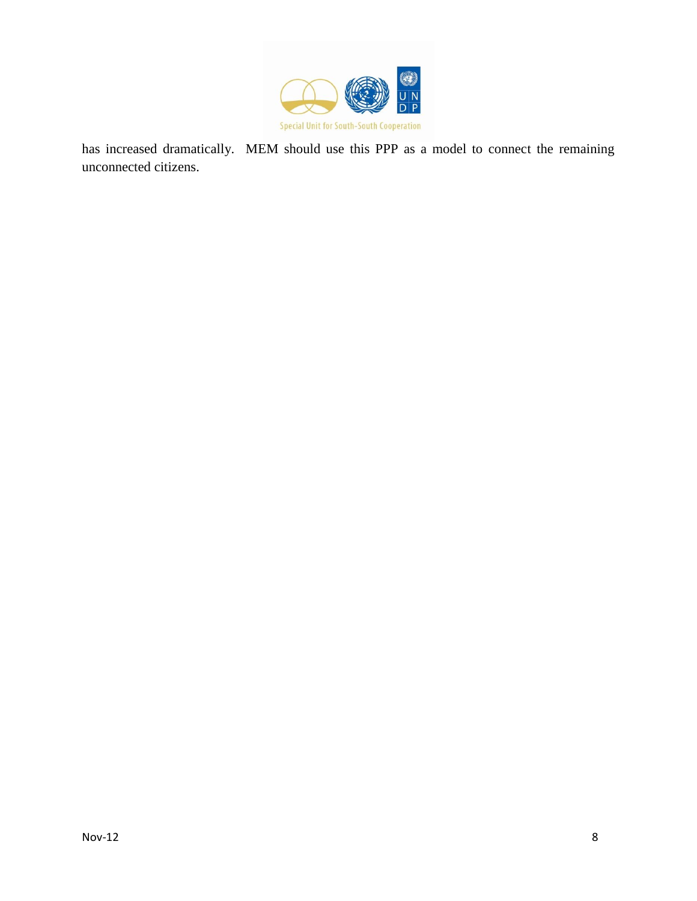has increased dramatically. MEM should use this PPP as a model to connect the remaining unconnected citizens.